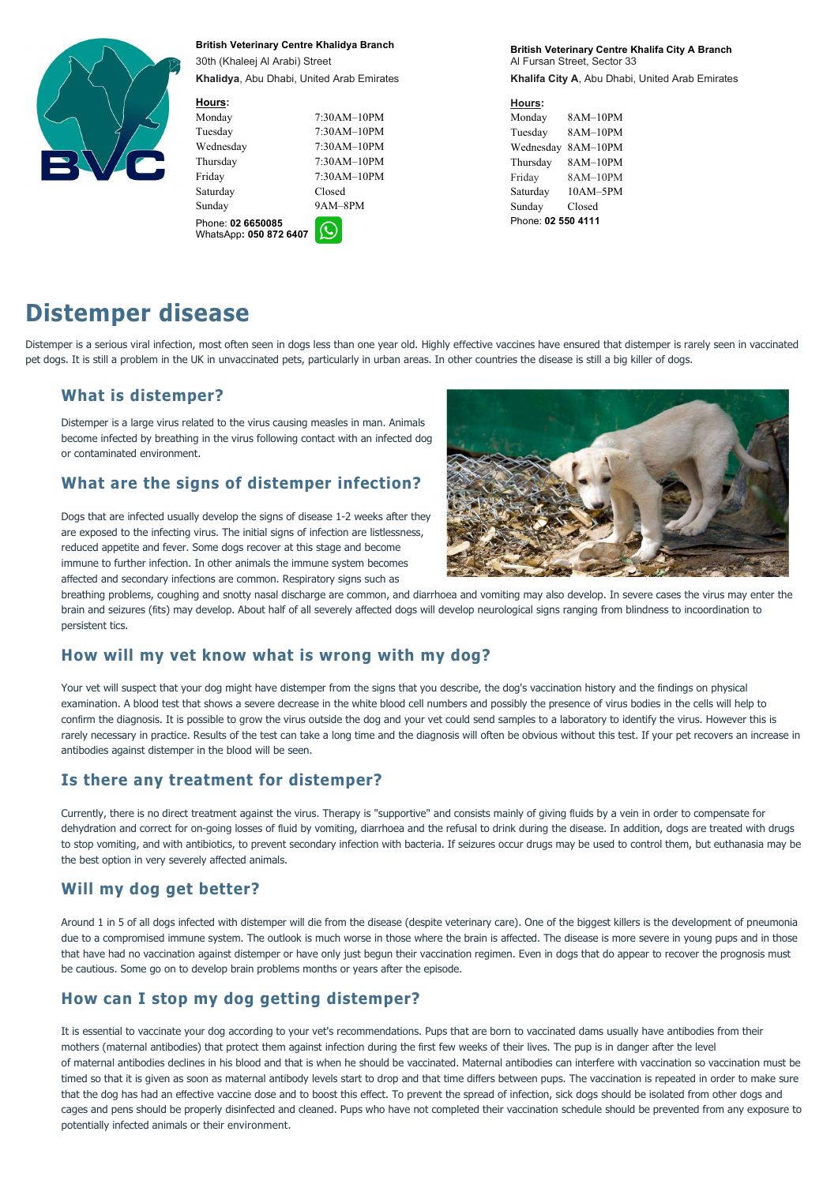**British Veterinary Centre Khalidya Branch**
30th (Khaleej Al Arabi) Street
**Khalidya**, Abu Dhabi, United Arab Emirates

**Hours**:

| | |
|---|---|
| Monday | 7:30AM–10PM |
| Tuesday | 7:30AM–10PM |
| Wednesday | 7:30AM–10PM |
| Thursday | 7:30AM–10PM |
| Friday | 7:30AM–10PM |
| Saturday | Closed |
| Sunday | 9AM–8PM |

Phone: **02 6650085**
WhatsApp: **050 872 6407**

**British Veterinary Centre Khalifa City A Branch**
Al Fursan Street, Sector 33
**Khalifa City A**, Abu Dhabi, United Arab Emirates

**Hours**:

| | |
|---|---|
| Monday | 8AM–10PM |
| Tuesday | 8AM–10PM |
| Wednesday | 8AM–10PM |
| Thursday | 8AM–10PM |
| Friday | 8AM–10PM |
| Saturday | 10AM–5PM |
| Sunday | Closed |

Phone: **02 550 4111**

# Distemper disease

Distemper is a serious viral infection, most often seen in dogs less than one year old. Highly effective vaccines have ensured that distemper is rarely seen in vaccinated pet dogs. It is still a problem in the UK in unvaccinated pets, particularly in urban areas. In other countries the disease is still a big killer of dogs.

## What is distemper?

Distemper is a large virus related to the virus causing measles in man. Animals become infected by breathing in the virus following contact with an infected dog or contaminated environment.

## What are the signs of distemper infection?

Dogs that are infected usually develop the signs of disease 1-2 weeks after they are exposed to the infecting virus. The initial signs of infection are listlessness, reduced appetite and fever. Some dogs recover at this stage and become immune to further infection. In other animals the immune system becomes affected and secondary infections are common. Respiratory signs such as breathing problems, coughing and snotty nasal discharge are common, and diarrhoea and vomiting may also develop. In severe cases the virus may enter the brain and seizures (fits) may develop. About half of all severely affected dogs will develop neurological signs ranging from blindness to incoordination to persistent tics.

## How will my vet know what is wrong with my dog?

Your vet will suspect that your dog might have distemper from the signs that you describe, the dog's vaccination history and the findings on physical examination. A blood test that shows a severe decrease in the white blood cell numbers and possibly the presence of virus bodies in the cells will help to confirm the diagnosis. It is possible to grow the virus outside the dog and your vet could send samples to a laboratory to identify the virus. However this is rarely necessary in practice. Results of the test can take a long time and the diagnosis will often be obvious without this test. If your pet recovers an increase in antibodies against distemper in the blood will be seen.

## Is there any treatment for distemper?

Currently, there is no direct treatment against the virus. Therapy is "supportive" and consists mainly of giving fluids by a vein in order to compensate for dehydration and correct for on-going losses of fluid by vomiting, diarrhoea and the refusal to drink during the disease. In addition, dogs are treated with drugs to stop vomiting, and with antibiotics, to prevent secondary infection with bacteria. If seizures occur drugs may be used to control them, but euthanasia may be the best option in very severely affected animals.

## Will my dog get better?

Around 1 in 5 of all dogs infected with distemper will die from the disease (despite veterinary care). One of the biggest killers is the development of pneumonia due to a compromised immune system. The outlook is much worse in those where the brain is affected. The disease is more severe in young pups and in those that have had no vaccination against distemper or have only just begun their vaccination regimen. Even in dogs that do appear to recover the prognosis must be cautious. Some go on to develop brain problems months or years after the episode.

## How can I stop my dog getting distemper?

It is essential to vaccinate your dog according to your vet's recommendations. Pups that are born to vaccinated dams usually have antibodies from their mothers (maternal antibodies) that protect them against infection during the first few weeks of their lives. The pup is in danger after the level of maternal antibodies declines in his blood and that is when he should be vaccinated. Maternal antibodies can interfere with vaccination so vaccination must be timed so that it is given as soon as maternal antibody levels start to drop and that time differs between pups. The vaccination is repeated in order to make sure that the dog has had an effective vaccine dose and to boost this effect. To prevent the spread of infection, sick dogs should be isolated from other dogs and cages and pens should be properly disinfected and cleaned. Pups who have not completed their vaccination schedule should be prevented from any exposure to potentially infected animals or their environment.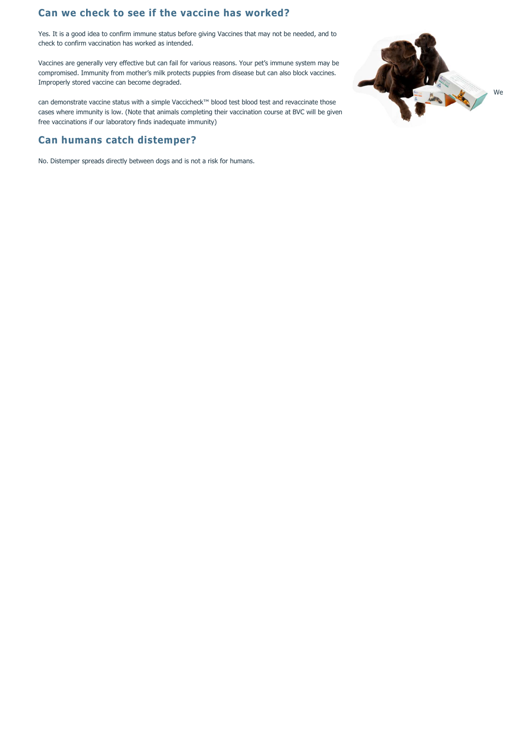## Can we check to see if the vaccine has worked?

Yes. It is a good idea to confirm immune status before giving Vaccines that may not be needed, and to check to confirm vaccination has worked as intended.

Vaccines are generally very effective but can fail for various reasons. Your pet's immune system may be compromised. Immunity from mother's milk protects puppies from disease but can also block vaccines. Improperly stored vaccine can become degraded.

We can demonstrate vaccine status with a simple Vaccicheck™ blood test blood test and revaccinate those cases where immunity is low. (Note that animals completing their vaccination course at BVC will be given free vaccinations if our laboratory finds inadequate immunity)

## Can humans catch distemper?

No. Distemper spreads directly between dogs and is not a risk for humans.